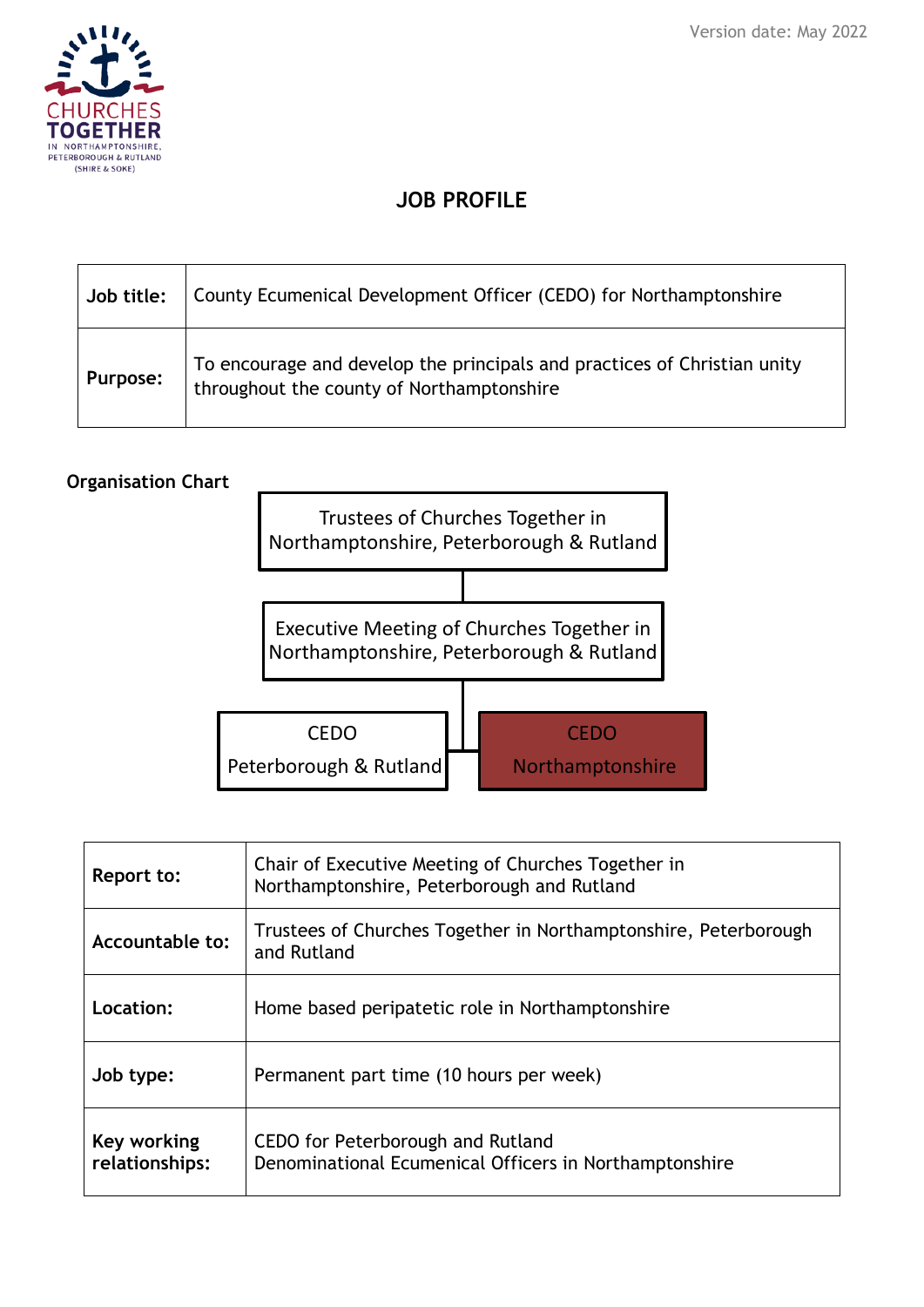Version date: May 2022

CHURCHES TOGETHER IN NORTHAMPTONSHIRE, PETERBOROUGH & RUTLAND (SHIRE & SOKE)

# JOB PROFILE

| **Job title:** | County Ecumenical Development Officer (CEDO) for Northamptonshire |
|---|---|
| **Purpose:** | To encourage and develop the principals and practices of Christian unity throughout the county of Northamptonshire |

**Organisation Chart**

- Trustees of Churches Together in Northamptonshire, Peterborough & Rutland
  - Executive Meeting of Churches Together in Northamptonshire, Peterborough & Rutland
    - CEDO Peterborough & Rutland
    - CEDO Northamptonshire

| **Report to:** | Chair of Executive Meeting of Churches Together in Northamptonshire, Peterborough and Rutland |
|---|---|
| **Accountable to:** | Trustees of Churches Together in Northamptonshire, Peterborough and Rutland |
| **Location:** | Home based peripatetic role in Northamptonshire |
| **Job type:** | Permanent part time (10 hours per week) |
| **Key working relationships:** | CEDO for Peterborough and Rutland<br>Denominational Ecumenical Officers in Northamptonshire |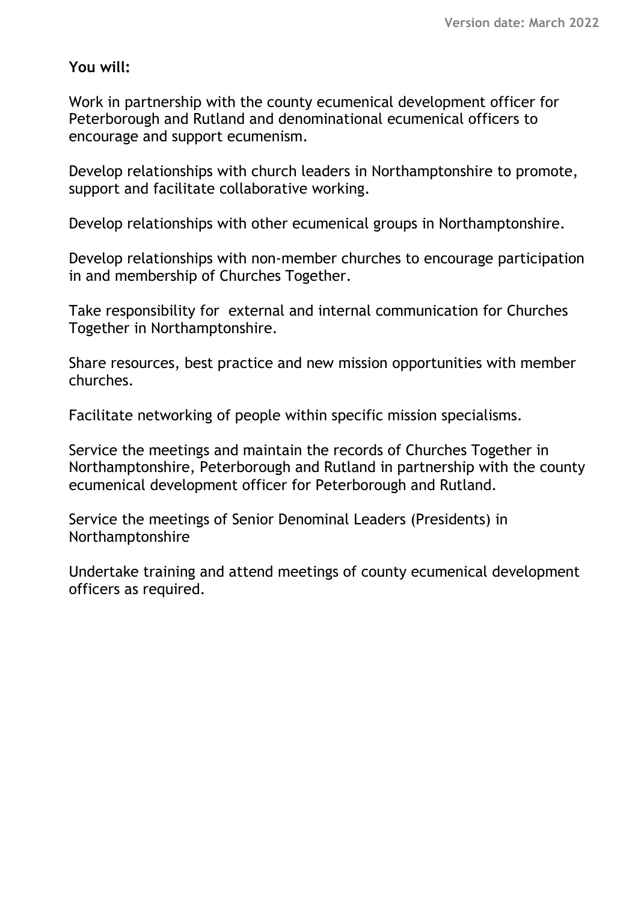**You will:**

Work in partnership with the county ecumenical development officer for Peterborough and Rutland and denominational ecumenical officers to encourage and support ecumenism.

Develop relationships with church leaders in Northamptonshire to promote, support and facilitate collaborative working.

Develop relationships with other ecumenical groups in Northamptonshire.

Develop relationships with non-member churches to encourage participation in and membership of Churches Together.

Take responsibility for external and internal communication for Churches Together in Northamptonshire.

Share resources, best practice and new mission opportunities with member churches.

Facilitate networking of people within specific mission specialisms.

Service the meetings and maintain the records of Churches Together in Northamptonshire, Peterborough and Rutland in partnership with the county ecumenical development officer for Peterborough and Rutland.

Service the meetings of Senior Denominal Leaders (Presidents) in Northamptonshire

Undertake training and attend meetings of county ecumenical development officers as required.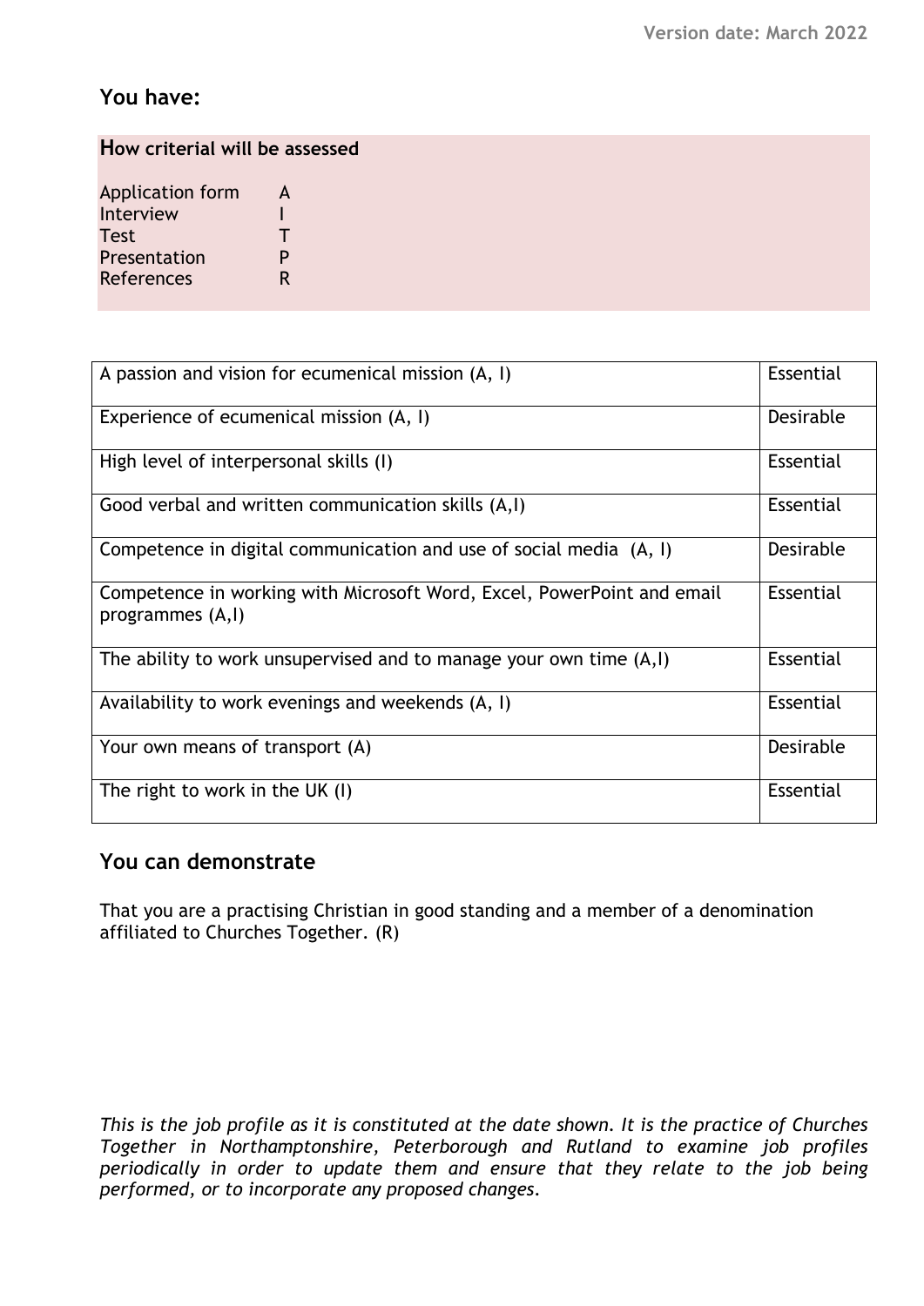## You have:

**How criterial will be assessed**

| | |
|---|---|
| Application form | A |
| Interview | I |
| Test | T |
| Presentation | P |
| References | R |

| | |
|---|---|
| A passion and vision for ecumenical mission (A, I) | Essential |
| Experience of ecumenical mission (A, I) | Desirable |
| High level of interpersonal skills (I) | Essential |
| Good verbal and written communication skills (A,I) | Essential |
| Competence in digital communication and use of social media (A, I) | Desirable |
| Competence in working with Microsoft Word, Excel, PowerPoint and email programmes (A,I) | Essential |
| The ability to work unsupervised and to manage your own time (A,I) | Essential |
| Availability to work evenings and weekends (A, I) | Essential |
| Your own means of transport (A) | Desirable |
| The right to work in the UK (I) | Essential |

## You can demonstrate

That you are a practising Christian in good standing and a member of a denomination affiliated to Churches Together. (R)

*This is the job profile as it is constituted at the date shown. It is the practice of Churches Together in Northamptonshire, Peterborough and Rutland to examine job profiles periodically in order to update them and ensure that they relate to the job being performed, or to incorporate any proposed changes.*